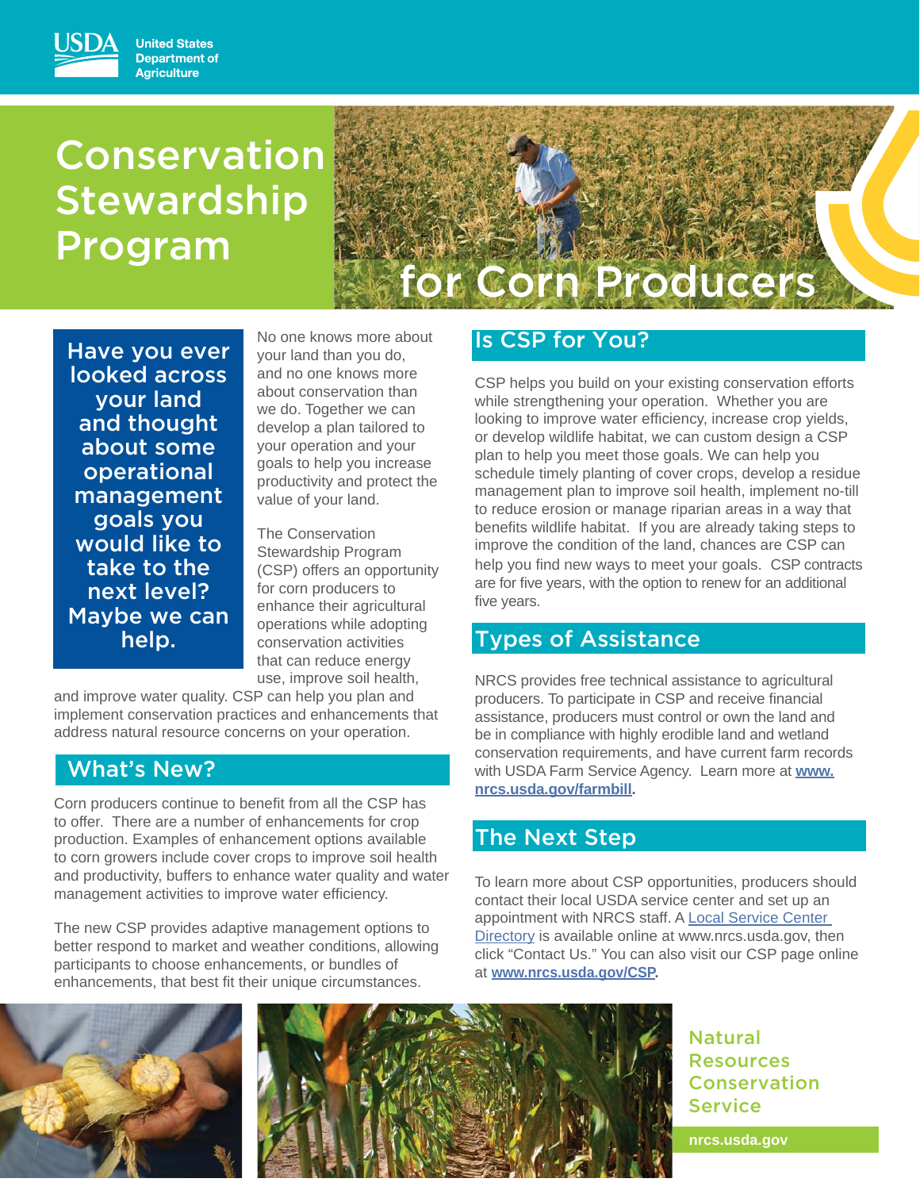United States Department of Agriculture

# Conservation Stewardship Program for Corn Producers

**Have you ever looked across your land and thought about some operational management goals you would like to take to the next level? Maybe we can help.**

No one knows more about your land than you do, and no one knows more about conservation than we do. Together we can develop a plan tailored to your operation and your goals to help you increase productivity and protect the value of your land.

The Conservation Stewardship Program (CSP) offers an opportunity for corn producers to enhance their agricultural operations while adopting conservation activities that can reduce energy use, improve soil health, and improve water quality. CSP can help you plan and implement conservation practices and enhancements that address natural resource concerns on your operation.

## What's New?

Corn producers continue to benefit from all the CSP has to offer. There are a number of enhancements for crop production. Examples of enhancement options available to corn growers include cover crops to improve soil health and productivity, buffers to enhance water quality and water management activities to improve water efficiency.

The new CSP provides adaptive management options to better respond to market and weather conditions, allowing participants to choose enhancements, or bundles of enhancements, that best fit their unique circumstances.

## Is CSP for You?

CSP helps you build on your existing conservation efforts while strengthening your operation. Whether you are looking to improve water efficiency, increase crop yields, or develop wildlife habitat, we can custom design a CSP plan to help you meet those goals. We can help you schedule timely planting of cover crops, develop a residue management plan to improve soil health, implement no-till to reduce erosion or manage riparian areas in a way that benefits wildlife habitat. If you are already taking steps to improve the condition of the land, chances are CSP can help you find new ways to meet your goals. CSP contracts are for five years, with the option to renew for an additional five years.

## Types of Assistance

NRCS provides free technical assistance to agricultural producers. To participate in CSP and receive financial assistance, producers must control or own the land and be in compliance with highly erodible land and wetland conservation requirements, and have current farm records with USDA Farm Service Agency. Learn more at **www.nrcs.usda.gov/farmbill**.

## The Next Step

To learn more about CSP opportunities, producers should contact their local USDA service center and set up an appointment with NRCS staff. A Local Service Center Directory is available online at www.nrcs.usda.gov, then click "Contact Us." You can also visit our CSP page online at **www.nrcs.usda.gov/CSP**.

Natural Resources Conservation Service

nrcs.usda.gov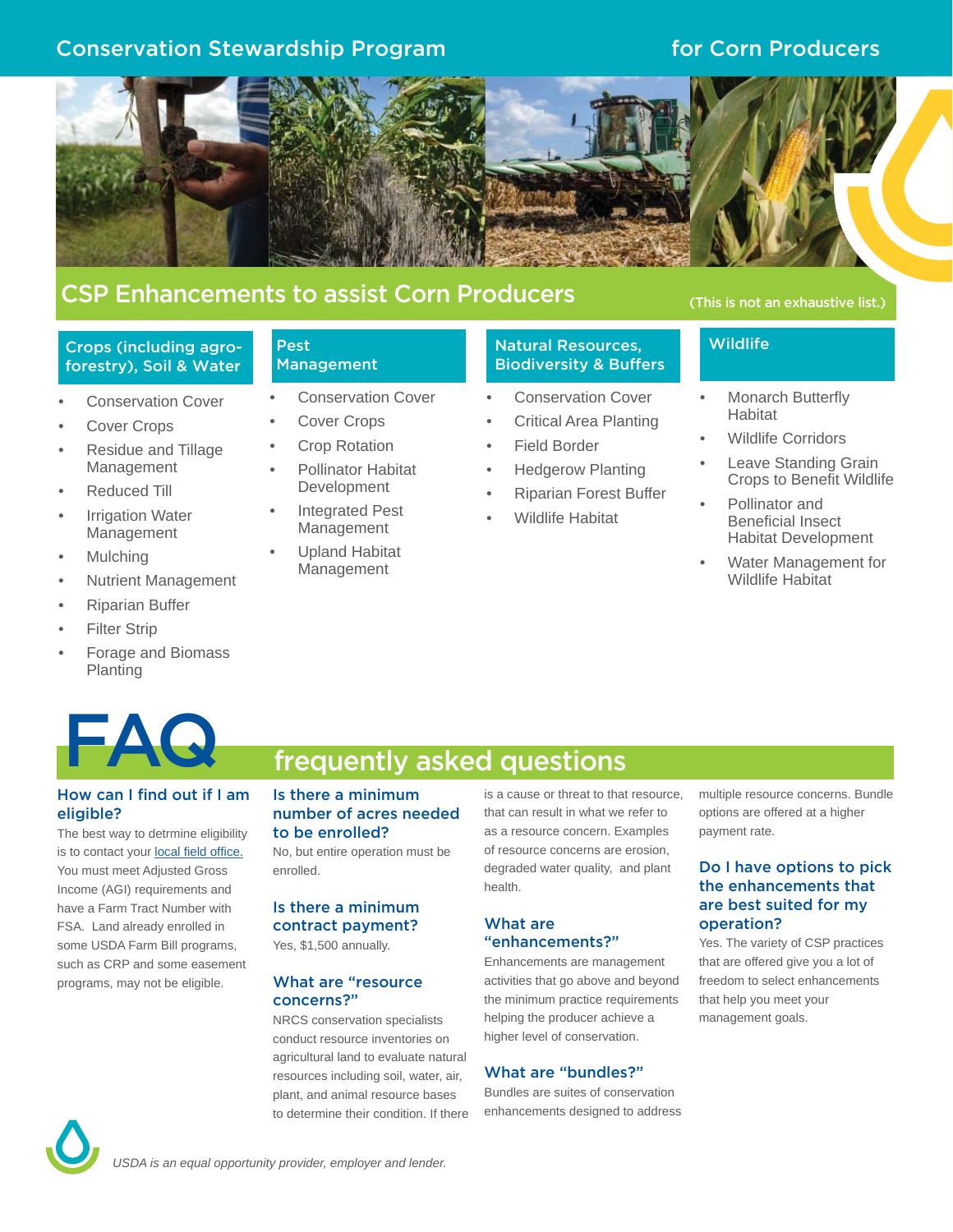# Conservation Stewardship Program for Corn Producers

## CSP Enhancements to assist Corn Producers

(This is not an exhaustive list.)

### Crops (including agro-forestry), Soil & Water

- Conservation Cover
- Cover Crops
- Residue and Tillage Management
- Reduced Till
- Irrigation Water Management
- Mulching
- Nutrient Management
- Riparian Buffer
- Filter Strip
- Forage and Biomass Planting

### Pest Management

- Conservation Cover
- Cover Crops
- Crop Rotation
- Pollinator Habitat Development
- Integrated Pest Management
- Upland Habitat Management

### Natural Resources, Biodiversity & Buffers

- Conservation Cover
- Critical Area Planting
- Field Border
- Hedgerow Planting
- Riparian Forest Buffer
- Wildlife Habitat

### Wildlife

- Monarch Butterfly Habitat
- Wildlife Corridors
- Leave Standing Grain Crops to Benefit Wildlife
- Pollinator and Beneficial Insect Habitat Development
- Water Management for Wildlife Habitat

## FAQ frequently asked questions

### How can I find out if I am eligible?

The best way to detrmine eligibility is to contact your local field office. You must meet Adjusted Gross Income (AGI) requirements and have a Farm Tract Number with FSA. Land already enrolled in some USDA Farm Bill programs, such as CRP and some easement programs, may not be eligible.

### Is there a minimum number of acres needed to be enrolled?

No, but entire operation must be enrolled.

### Is there a minimum contract payment?

Yes, $1,500 annually.

### What are "resource concerns?"

NRCS conservation specialists conduct resource inventories on agricultural land to evaluate natural resources including soil, water, air, plant, and animal resource bases to determine their condition. If there is a cause or threat to that resource, that can result in what we refer to as a resource concern. Examples of resource concerns are erosion, degraded water quality, and plant health.

### What are "enhancements?"

Enhancements are management activities that go above and beyond the minimum practice requirements helping the producer achieve a higher level of conservation.

### What are "bundles?"

Bundles are suites of conservation enhancements designed to address multiple resource concerns. Bundle options are offered at a higher payment rate.

### Do I have options to pick the enhancements that are best suited for my operation?

Yes. The variety of CSP practices that are offered give you a lot of freedom to select enhancements that help you meet your management goals.

*USDA is an equal opportunity provider, employer and lender.*